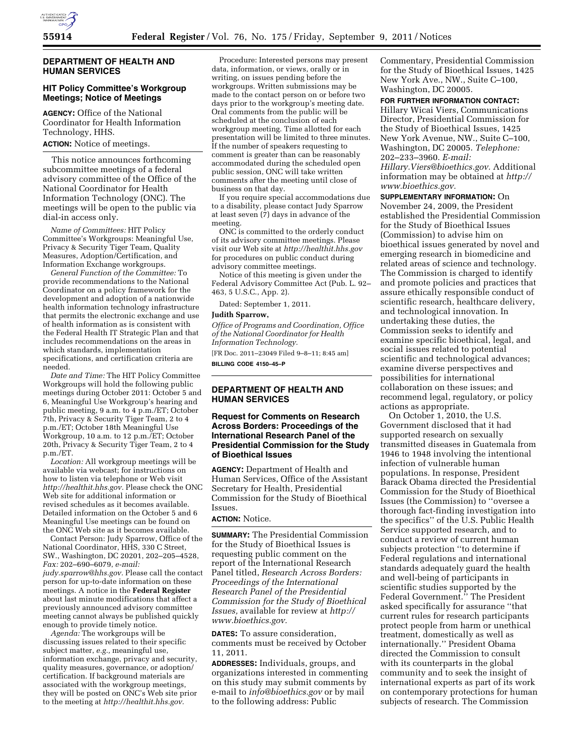## DEPARTMENT OF HEALTH AND HUMAN SERVICES

### HIT Policy Committee's Workgroup Meetings; Notice of Meetings

**AGENCY:** Office of the National Coordinator for Health Information Technology, HHS.

**ACTION:** Notice of meetings.

This notice announces forthcoming subcommittee meetings of a federal advisory committee of the Office of the National Coordinator for Health Information Technology (ONC). The meetings will be open to the public via dial-in access only.

*Name of Committees:* HIT Policy Committee's Workgroups: Meaningful Use, Privacy & Security Tiger Team, Quality Measures, Adoption/Certification, and Information Exchange workgroups.

*General Function of the Committee:* To provide recommendations to the National Coordinator on a policy framework for the development and adoption of a nationwide health information technology infrastructure that permits the electronic exchange and use of health information as is consistent with the Federal Health IT Strategic Plan and that includes recommendations on the areas in which standards, implementation specifications, and certification criteria are needed.

*Date and Time:* The HIT Policy Committee Workgroups will hold the following public meetings during October 2011: October 5 and 6, Meaningful Use Workgroup's hearing and public meeting, 9 a.m. to 4 p.m./ET; October 7th, Privacy & Security Tiger Team, 2 to 4 p.m./ET; October 18th Meaningful Use Workgroup, 10 a.m. to 12 p.m./ET; October 20th, Privacy & Security Tiger Team, 2 to 4 p.m./ET.

*Location:* All workgroup meetings will be available via webcast; for instructions on how to listen via telephone or Web visit *http://healthit.hhs.gov.* Please check the ONC Web site for additional information or revised schedules as it becomes available. Detailed information on the October 5 and 6 Meaningful Use meetings can be found on the ONC Web site as it becomes available.

Contact Person: Judy Sparrow, Office of the National Coordinator, HHS, 330 C Street, SW., Washington, DC 20201, 202–205–4528, *Fax:* 202–690–6079, *e-mail: judy.sparrow@hhs.gov.* Please call the contact person for up-to-date information on these meetings. A notice in the **Federal Register** about last minute modifications that affect a previously announced advisory committee meeting cannot always be published quickly enough to provide timely notice.

*Agenda:* The workgroups will be discussing issues related to their specific subject matter, *e.g.,* meaningful use, information exchange, privacy and security, quality measures, governance, or adoption/certification. If background materials are associated with the workgroup meetings, they will be posted on ONC's Web site prior to the meeting at *http://healthit.hhs.gov.*

Procedure: Interested persons may present data, information, or views, orally or in writing, on issues pending before the workgroups. Written submissions may be made to the contact person on or before two days prior to the workgroup's meeting date. Oral comments from the public will be scheduled at the conclusion of each workgroup meeting. Time allotted for each presentation will be limited to three minutes. If the number of speakers requesting to comment is greater than can be reasonably accommodated during the scheduled open public session, ONC will take written comments after the meeting until close of business on that day.

If you require special accommodations due to a disability, please contact Judy Sparrow at least seven (7) days in advance of the meeting.

ONC is committed to the orderly conduct of its advisory committee meetings. Please visit our Web site at *http://healthit.hhs.gov* for procedures on public conduct during advisory committee meetings.

Notice of this meeting is given under the Federal Advisory Committee Act (Pub. L. 92–463, 5 U.S.C., App. 2).

Dated: September 1, 2011.

**Judith Sparrow,**

*Office of Programs and Coordination, Office of the National Coordinator for Health Information Technology.*

[FR Doc. 2011–23049 Filed 9–8–11; 8:45 am]

**BILLING CODE 4150–45–P**

---

## DEPARTMENT OF HEALTH AND HUMAN SERVICES

### Request for Comments on Research Across Borders: Proceedings of the International Research Panel of the Presidential Commission for the Study of Bioethical Issues

**AGENCY:** Department of Health and Human Services, Office of the Assistant Secretary for Health, Presidential Commission for the Study of Bioethical Issues.

**ACTION:** Notice.

**SUMMARY:** The Presidential Commission for the Study of Bioethical Issues is requesting public comment on the report of the International Research Panel titled, *Research Across Borders: Proceedings of the International Research Panel of the Presidential Commission for the Study of Bioethical Issues,* available for review at *http://www.bioethics.gov.*

**DATES:** To assure consideration, comments must be received by October 11, 2011.

**ADDRESSES:** Individuals, groups, and organizations interested in commenting on this study may submit comments by e-mail to *info@bioethics.gov* or by mail to the following address: Public Commentary, Presidential Commission for the Study of Bioethical Issues, 1425 New York Ave., NW., Suite C–100, Washington, DC 20005.

**FOR FURTHER INFORMATION CONTACT:** Hillary Wicai Viers, Communications Director, Presidential Commission for the Study of Bioethical Issues, 1425 New York Avenue, NW., Suite C–100, Washington, DC 20005. *Telephone:* 202–233–3960. *E-mail: Hillary.Viers@bioethics.gov.* Additional information may be obtained at *http://www.bioethics.gov.*

**SUPPLEMENTARY INFORMATION:** On November 24, 2009, the President established the Presidential Commission for the Study of Bioethical Issues (Commission) to advise him on bioethical issues generated by novel and emerging research in biomedicine and related areas of science and technology. The Commission is charged to identify and promote policies and practices that assure ethically responsible conduct of scientific research, healthcare delivery, and technological innovation. In undertaking these duties, the Commission seeks to identify and examine specific bioethical, legal, and social issues related to potential scientific and technological advances; examine diverse perspectives and possibilities for international collaboration on these issues; and recommend legal, regulatory, or policy actions as appropriate.

On October 1, 2010, the U.S. Government disclosed that it had supported research on sexually transmitted diseases in Guatemala from 1946 to 1948 involving the intentional infection of vulnerable human populations. In response, President Barack Obama directed the Presidential Commission for the Study of Bioethical Issues (the Commission) to ''oversee a thorough fact-finding investigation into the specifics'' of the U.S. Public Health Service supported research, and to conduct a review of current human subjects protection ''to determine if Federal regulations and international standards adequately guard the health and well-being of participants in scientific studies supported by the Federal Government.'' The President asked specifically for assurance ''that current rules for research participants protect people from harm or unethical treatment, domestically as well as internationally.'' President Obama directed the Commission to consult with its counterparts in the global community and to seek the insight of international experts as part of its work on contemporary protections for human subjects of research. The Commission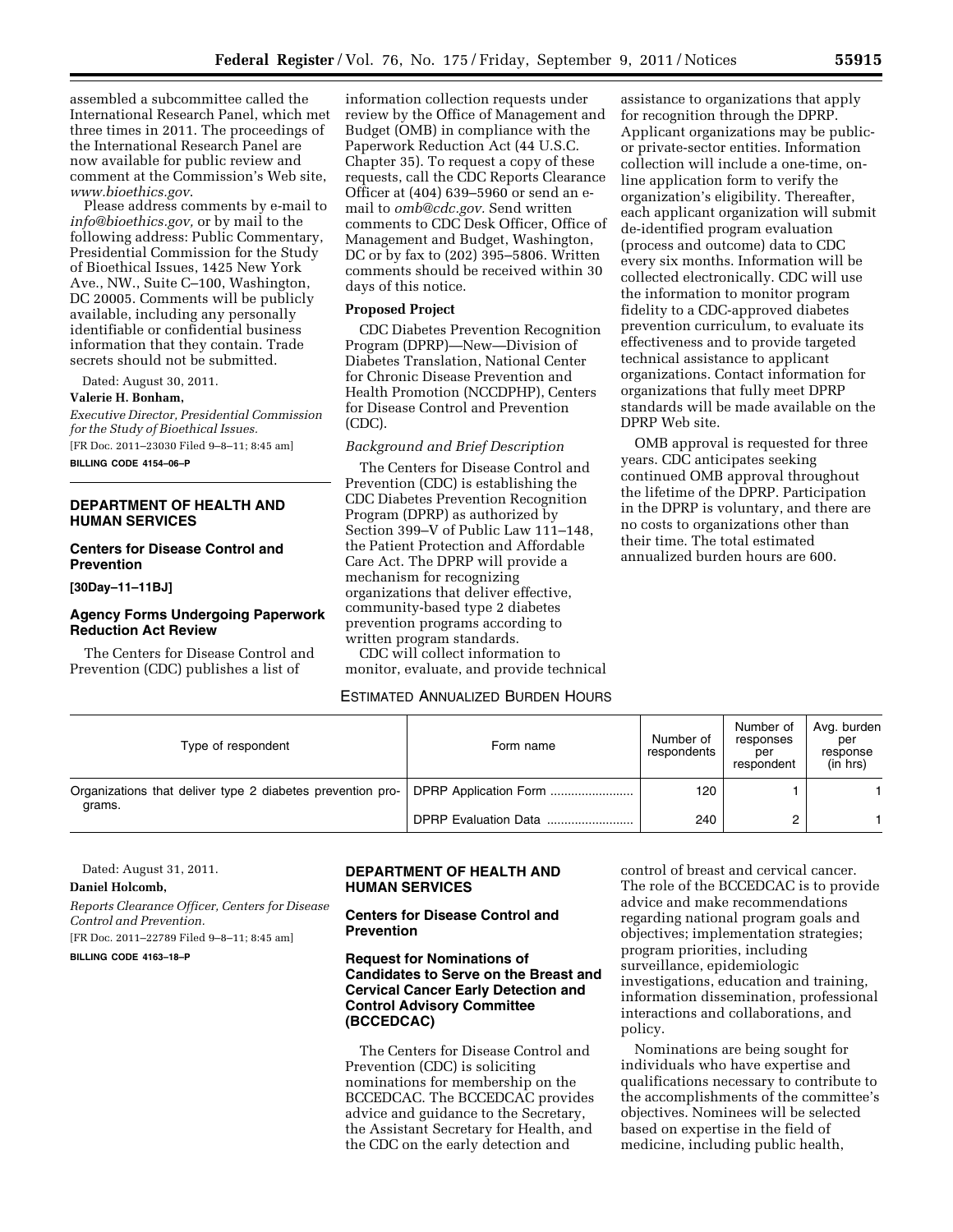assembled a subcommittee called the International Research Panel, which met three times in 2011. The proceedings of the International Research Panel are now available for public review and comment at the Commission's Web site, *www.bioethics.gov*.

Please address comments by e-mail to *info@bioethics.gov*, or by mail to the following address: Public Commentary, Presidential Commission for the Study of Bioethical Issues, 1425 New York Ave., NW., Suite C–100, Washington, DC 20005. Comments will be publicly available, including any personally identifiable or confidential business information that they contain. Trade secrets should not be submitted.

Dated: August 30, 2011.

**Valerie H. Bonham,**

*Executive Director, Presidential Commission for the Study of Bioethical Issues.*

[FR Doc. 2011–23030 Filed 9–8–11; 8:45 am]

**BILLING CODE 4154–06–P**

## DEPARTMENT OF HEALTH AND HUMAN SERVICES

### Centers for Disease Control and Prevention

**[30Day–11–11BJ]**

### Agency Forms Undergoing Paperwork Reduction Act Review

The Centers for Disease Control and Prevention (CDC) publishes a list of information collection requests under review by the Office of Management and Budget (OMB) in compliance with the Paperwork Reduction Act (44 U.S.C. Chapter 35). To request a copy of these requests, call the CDC Reports Clearance Officer at (404) 639–5960 or send an e-mail to *omb@cdc.gov*. Send written comments to CDC Desk Officer, Office of Management and Budget, Washington, DC or by fax to (202) 395–5806. Written comments should be received within 30 days of this notice.

**Proposed Project**

CDC Diabetes Prevention Recognition Program (DPRP)—New—Division of Diabetes Translation, National Center for Chronic Disease Prevention and Health Promotion (NCCDPHP), Centers for Disease Control and Prevention (CDC).

*Background and Brief Description*

The Centers for Disease Control and Prevention (CDC) is establishing the CDC Diabetes Prevention Recognition Program (DPRP) as authorized by Section 399–V of Public Law 111–148, the Patient Protection and Affordable Care Act. The DPRP will provide a mechanism for recognizing organizations that deliver effective, community-based type 2 diabetes prevention programs according to written program standards.

CDC will collect information to monitor, evaluate, and provide technical assistance to organizations that apply for recognition through the DPRP. Applicant organizations may be public- or private-sector entities. Information collection will include a one-time, on-line application form to verify the organization's eligibility. Thereafter, each applicant organization will submit de-identified program evaluation (process and outcome) data to CDC every six months. Information will be collected electronically. CDC will use the information to monitor program fidelity to a CDC-approved diabetes prevention curriculum, to evaluate its effectiveness and to provide targeted technical assistance to applicant organizations. Contact information for organizations that fully meet DPRP standards will be made available on the DPRP Web site.

OMB approval is requested for three years. CDC anticipates seeking continued OMB approval throughout the lifetime of the DPRP. Participation in the DPRP is voluntary, and there are no costs to organizations other than their time. The total estimated annualized burden hours are 600.

ESTIMATED ANNUALIZED BURDEN HOURS

| Type of respondent | Form name | Number of respondents | Number of responses per respondent | Avg. burden per response (in hrs) |
|---|---|---|---|---|
| Organizations that deliver type 2 diabetes prevention programs. | DPRP Application Form | 120 | 1 | 1 |
| | DPRP Evaluation Data | 240 | 2 | 1 |

Dated: August 31, 2011.

**Daniel Holcomb,**

*Reports Clearance Officer, Centers for Disease Control and Prevention.*

[FR Doc. 2011–22789 Filed 9–8–11; 8:45 am]

**BILLING CODE 4163–18–P**

## DEPARTMENT OF HEALTH AND HUMAN SERVICES

### Centers for Disease Control and Prevention

### Request for Nominations of Candidates to Serve on the Breast and Cervical Cancer Early Detection and Control Advisory Committee (BCCEDCAC)

The Centers for Disease Control and Prevention (CDC) is soliciting nominations for membership on the BCCEDCAC. The BCCEDCAC provides advice and guidance to the Secretary, the Assistant Secretary for Health, and the CDC on the early detection and control of breast and cervical cancer. The role of the BCCEDCAC is to provide advice and make recommendations regarding national program goals and objectives; implementation strategies; program priorities, including surveillance, epidemiologic investigations, education and training, information dissemination, professional interactions and collaborations, and policy.

Nominations are being sought for individuals who have expertise and qualifications necessary to contribute to the accomplishments of the committee's objectives. Nominees will be selected based on expertise in the field of medicine, including public health,